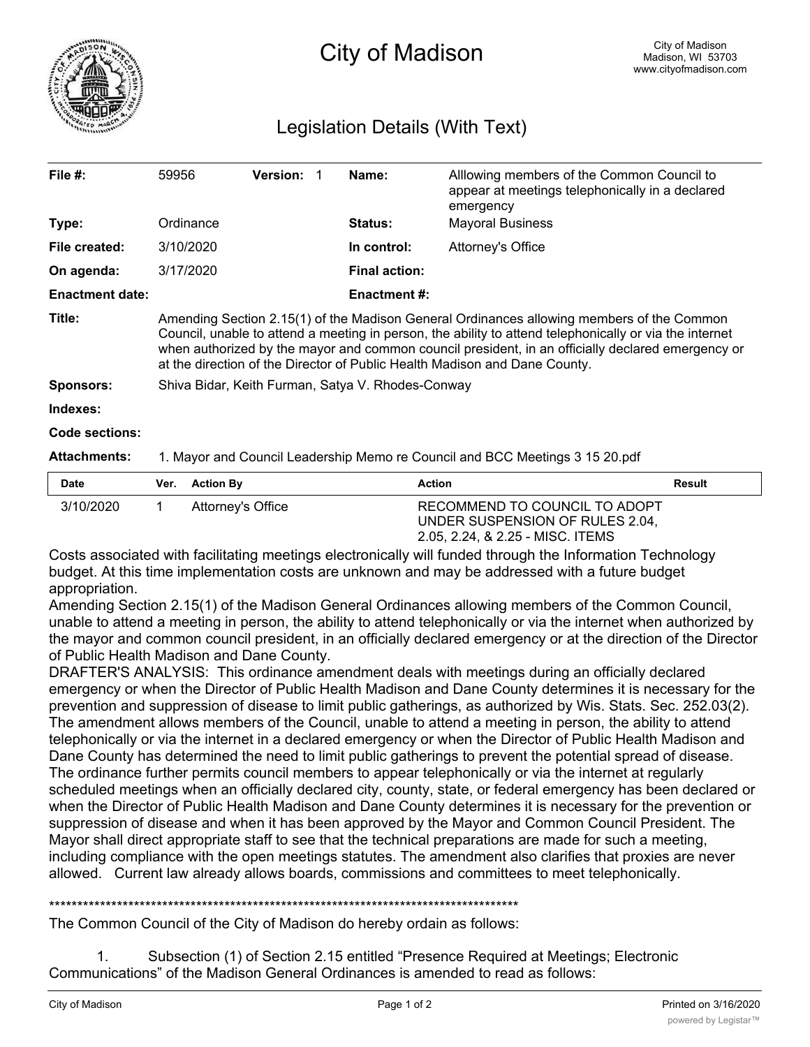# City of Madison

City of Madison
Madison, WI 53703
www.cityofmadison.com

## Legislation Details (With Text)

| | | | | | |
|---|---|---|---|---|---|
| **File #:** | 59956 | **Version:** 1 | | **Name:** | Alllowing members of the Common Council to appear at meetings telephonically in a declared emergency |
| **Type:** | Ordinance | | | **Status:** | Mayoral Business |
| **File created:** | 3/10/2020 | | | **In control:** | Attorney's Office |
| **On agenda:** | 3/17/2020 | | | **Final action:** | |
| **Enactment date:** | | | | **Enactment #:** | |

**Title:** Amending Section 2.15(1) of the Madison General Ordinances allowing members of the Common Council, unable to attend a meeting in person, the ability to attend telephonically or via the internet when authorized by the mayor and common council president, in an officially declared emergency or at the direction of the Director of Public Health Madison and Dane County.

**Sponsors:** Shiva Bidar, Keith Furman, Satya V. Rhodes-Conway

**Indexes:**

**Code sections:**

**Attachments:** 1. Mayor and Council Leadership Memo re Council and BCC Meetings 3 15 20.pdf

| Date | Ver. | Action By | Action | Result |
|---|---|---|---|---|
| 3/10/2020 | 1 | Attorney's Office | RECOMMEND TO COUNCIL TO ADOPT UNDER SUSPENSION OF RULES 2.04, 2.05, 2.24, & 2.25 - MISC. ITEMS | |

Costs associated with facilitating meetings electronically will funded through the Information Technology budget. At this time implementation costs are unknown and may be addressed with a future budget appropriation.

Amending Section 2.15(1) of the Madison General Ordinances allowing members of the Common Council, unable to attend a meeting in person, the ability to attend telephonically or via the internet when authorized by the mayor and common council president, in an officially declared emergency or at the direction of the Director of Public Health Madison and Dane County.

DRAFTER'S ANALYSIS: This ordinance amendment deals with meetings during an officially declared emergency or when the Director of Public Health Madison and Dane County determines it is necessary for the prevention and suppression of disease to limit public gatherings, as authorized by Wis. Stats. Sec. 252.03(2). The amendment allows members of the Council, unable to attend a meeting in person, the ability to attend telephonically or via the internet in a declared emergency or when the Director of Public Health Madison and Dane County has determined the need to limit public gatherings to prevent the potential spread of disease. The ordinance further permits council members to appear telephonically or via the internet at regularly scheduled meetings when an officially declared city, county, state, or federal emergency has been declared or when the Director of Public Health Madison and Dane County determines it is necessary for the prevention or suppression of disease and when it has been approved by the Mayor and Common Council President. The Mayor shall direct appropriate staff to see that the technical preparations are made for such a meeting, including compliance with the open meetings statutes. The amendment also clarifies that proxies are never allowed. Current law already allows boards, commissions and committees to meet telephonically.

\*\*\*\*\*\*\*\*\*\*\*\*\*\*\*\*\*\*\*\*\*\*\*\*\*\*\*\*\*\*\*\*\*\*\*\*\*\*\*\*\*\*\*\*\*\*\*\*\*\*\*\*\*\*\*\*\*\*\*\*\*\*\*\*\*\*\*\*\*\*\*\*\*\*\*\*\*\*\*\*\*\*\*\*\*\*\*\*

The Common Council of the City of Madison do hereby ordain as follows:

1. Subsection (1) of Section 2.15 entitled "Presence Required at Meetings; Electronic Communications" of the Madison General Ordinances is amended to read as follows: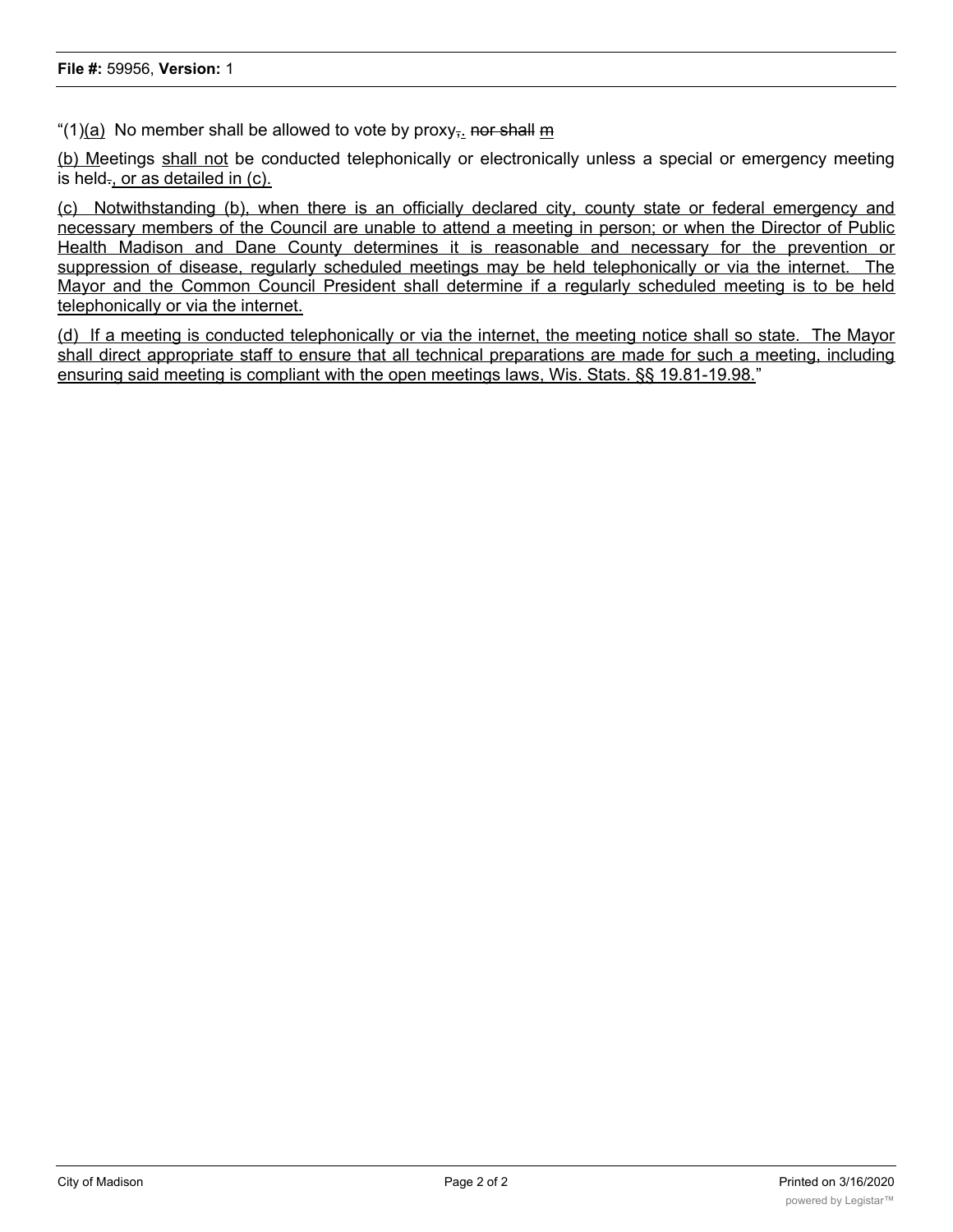"(1)(a) No member shall be allowed to vote by proxy,. nor shall m

(b) Meetings shall not be conducted telephonically or electronically unless a special or emergency meeting is held., or as detailed in (c).

(c) Notwithstanding (b), when there is an officially declared city, county state or federal emergency and necessary members of the Council are unable to attend a meeting in person; or when the Director of Public Health Madison and Dane County determines it is reasonable and necessary for the prevention or suppression of disease, regularly scheduled meetings may be held telephonically or via the internet. The Mayor and the Common Council President shall determine if a regularly scheduled meeting is to be held telephonically or via the internet.

(d) If a meeting is conducted telephonically or via the internet, the meeting notice shall so state. The Mayor shall direct appropriate staff to ensure that all technical preparations are made for such a meeting, including ensuring said meeting is compliant with the open meetings laws, Wis. Stats. §§ 19.81-19.98."